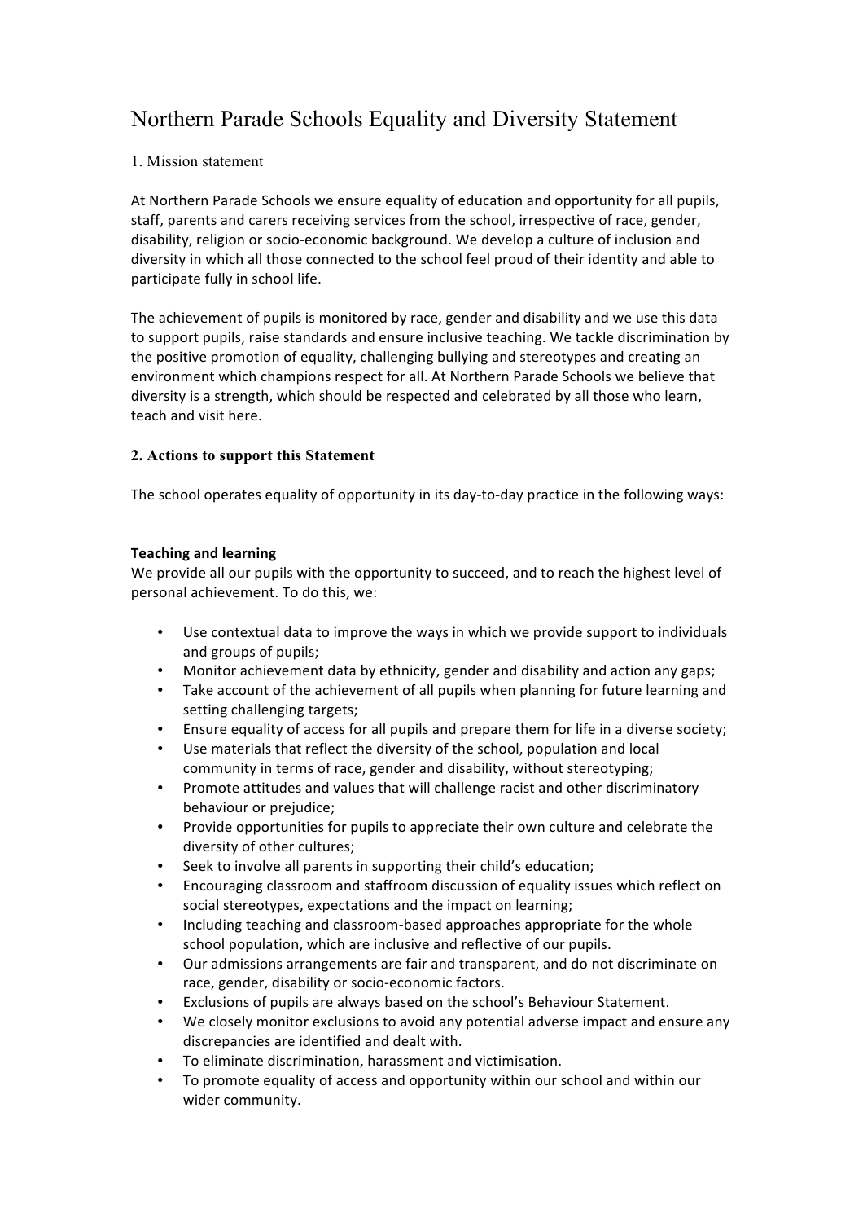# Northern Parade Schools Equality and Diversity Statement

## 1. Mission statement

At Northern Parade Schools we ensure equality of education and opportunity for all pupils, staff, parents and carers receiving services from the school, irrespective of race, gender, disability, religion or socio-economic background. We develop a culture of inclusion and diversity in which all those connected to the school feel proud of their identity and able to participate fully in school life.

The achievement of pupils is monitored by race, gender and disability and we use this data to support pupils, raise standards and ensure inclusive teaching. We tackle discrimination by the positive promotion of equality, challenging bullying and stereotypes and creating an environment which champions respect for all. At Northern Parade Schools we believe that diversity is a strength, which should be respected and celebrated by all those who learn, teach and visit here.

## 2. Actions to support this Statement

The school operates equality of opportunity in its day-to-day practice in the following ways:

**Teaching and learning**

We provide all our pupils with the opportunity to succeed, and to reach the highest level of personal achievement. To do this, we:

- Use contextual data to improve the ways in which we provide support to individuals and groups of pupils;
- Monitor achievement data by ethnicity, gender and disability and action any gaps;
- Take account of the achievement of all pupils when planning for future learning and setting challenging targets;
- Ensure equality of access for all pupils and prepare them for life in a diverse society;
- Use materials that reflect the diversity of the school, population and local community in terms of race, gender and disability, without stereotyping;
- Promote attitudes and values that will challenge racist and other discriminatory behaviour or prejudice;
- Provide opportunities for pupils to appreciate their own culture and celebrate the diversity of other cultures;
- Seek to involve all parents in supporting their child's education;
- Encouraging classroom and staffroom discussion of equality issues which reflect on social stereotypes, expectations and the impact on learning;
- Including teaching and classroom-based approaches appropriate for the whole school population, which are inclusive and reflective of our pupils.
- Our admissions arrangements are fair and transparent, and do not discriminate on race, gender, disability or socio-economic factors.
- Exclusions of pupils are always based on the school's Behaviour Statement.
- We closely monitor exclusions to avoid any potential adverse impact and ensure any discrepancies are identified and dealt with.
- To eliminate discrimination, harassment and victimisation.
- To promote equality of access and opportunity within our school and within our wider community.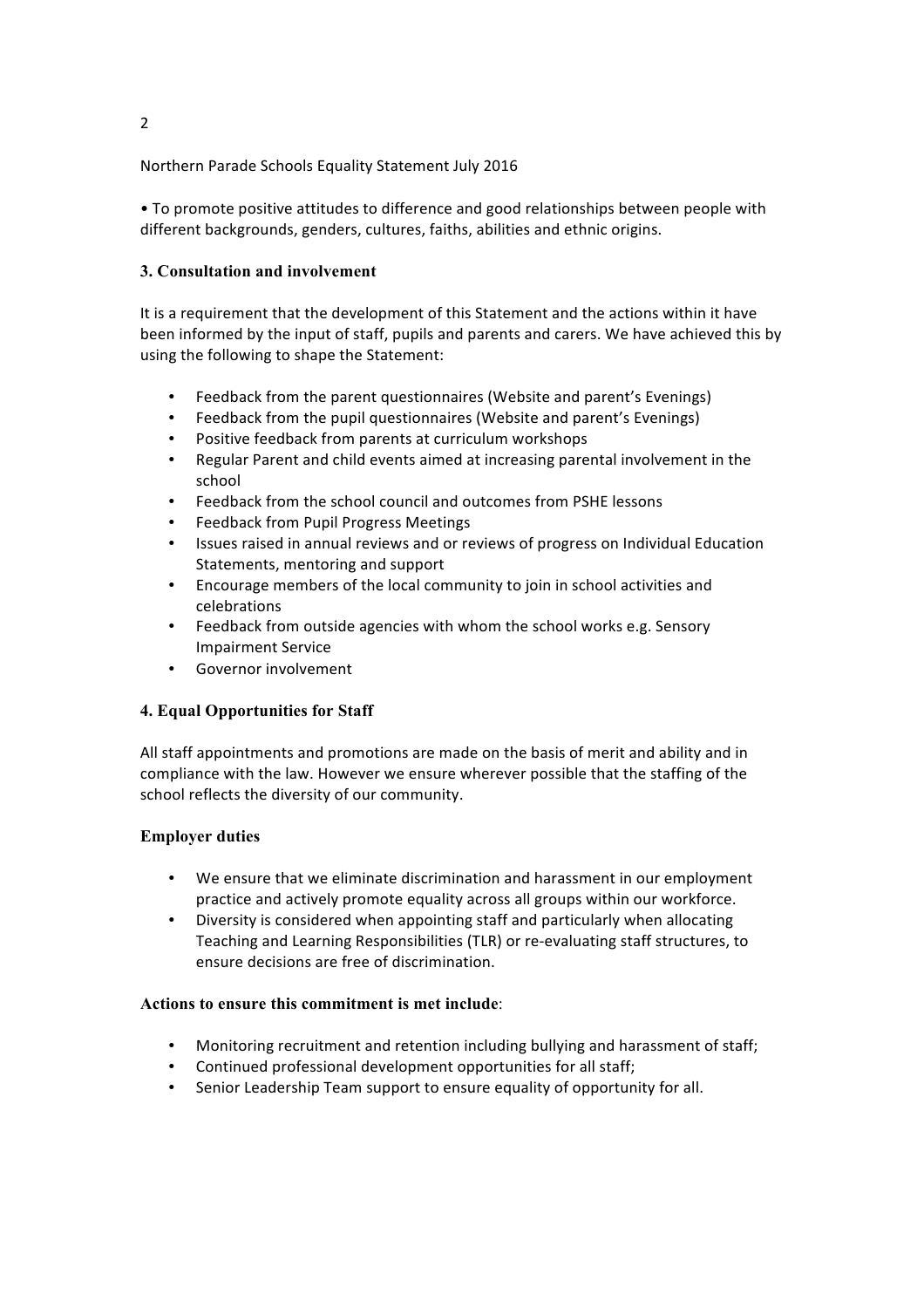• To promote positive attitudes to difference and good relationships between people with different backgrounds, genders, cultures, faiths, abilities and ethnic origins.

### 3. Consultation and involvement

It is a requirement that the development of this Statement and the actions within it have been informed by the input of staff, pupils and parents and carers. We have achieved this by using the following to shape the Statement:

- Feedback from the parent questionnaires (Website and parent's Evenings)
- Feedback from the pupil questionnaires (Website and parent's Evenings)
- Positive feedback from parents at curriculum workshops
- Regular Parent and child events aimed at increasing parental involvement in the school
- Feedback from the school council and outcomes from PSHE lessons
- Feedback from Pupil Progress Meetings
- Issues raised in annual reviews and or reviews of progress on Individual Education Statements, mentoring and support
- Encourage members of the local community to join in school activities and celebrations
- Feedback from outside agencies with whom the school works e.g. Sensory Impairment Service
- Governor involvement

### 4. Equal Opportunities for Staff

All staff appointments and promotions are made on the basis of merit and ability and in compliance with the law. However we ensure wherever possible that the staffing of the school reflects the diversity of our community.

#### Employer duties

- We ensure that we eliminate discrimination and harassment in our employment practice and actively promote equality across all groups within our workforce.
- Diversity is considered when appointing staff and particularly when allocating Teaching and Learning Responsibilities (TLR) or re-evaluating staff structures, to ensure decisions are free of discrimination.

**Actions to ensure this commitment is met include**:

- Monitoring recruitment and retention including bullying and harassment of staff;
- Continued professional development opportunities for all staff;
- Senior Leadership Team support to ensure equality of opportunity for all.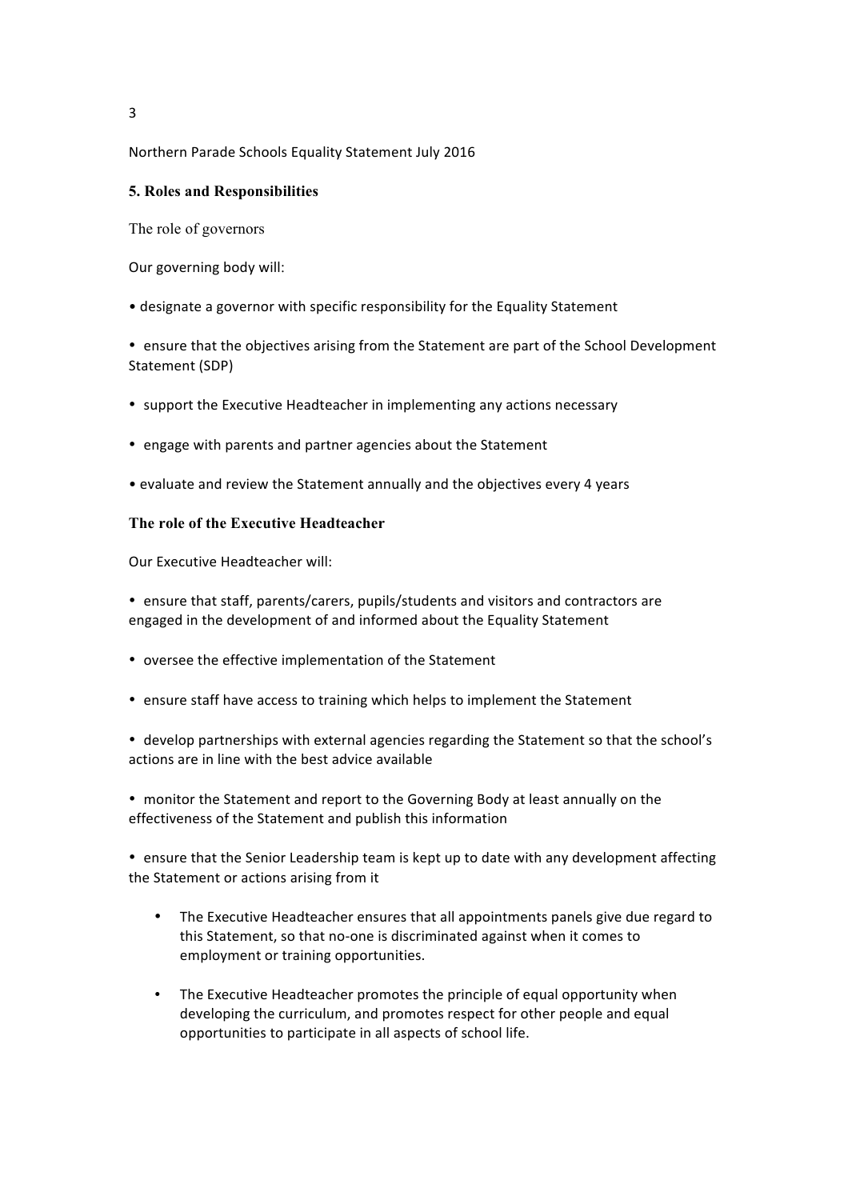Northern Parade Schools Equality Statement July 2016

## 5. Roles and Responsibilities

The role of governors

Our governing body will:

- designate a governor with specific responsibility for the Equality Statement
- ensure that the objectives arising from the Statement are part of the School Development Statement (SDP)
- support the Executive Headteacher in implementing any actions necessary
- engage with parents and partner agencies about the Statement
- evaluate and review the Statement annually and the objectives every 4 years

**The role of the Executive Headteacher**

Our Executive Headteacher will:

- ensure that staff, parents/carers, pupils/students and visitors and contractors are engaged in the development of and informed about the Equality Statement
- oversee the effective implementation of the Statement
- ensure staff have access to training which helps to implement the Statement
- develop partnerships with external agencies regarding the Statement so that the school's actions are in line with the best advice available
- monitor the Statement and report to the Governing Body at least annually on the effectiveness of the Statement and publish this information
- ensure that the Senior Leadership team is kept up to date with any development affecting the Statement or actions arising from it
    - The Executive Headteacher ensures that all appointments panels give due regard to this Statement, so that no-one is discriminated against when it comes to employment or training opportunities.
    - The Executive Headteacher promotes the principle of equal opportunity when developing the curriculum, and promotes respect for other people and equal opportunities to participate in all aspects of school life.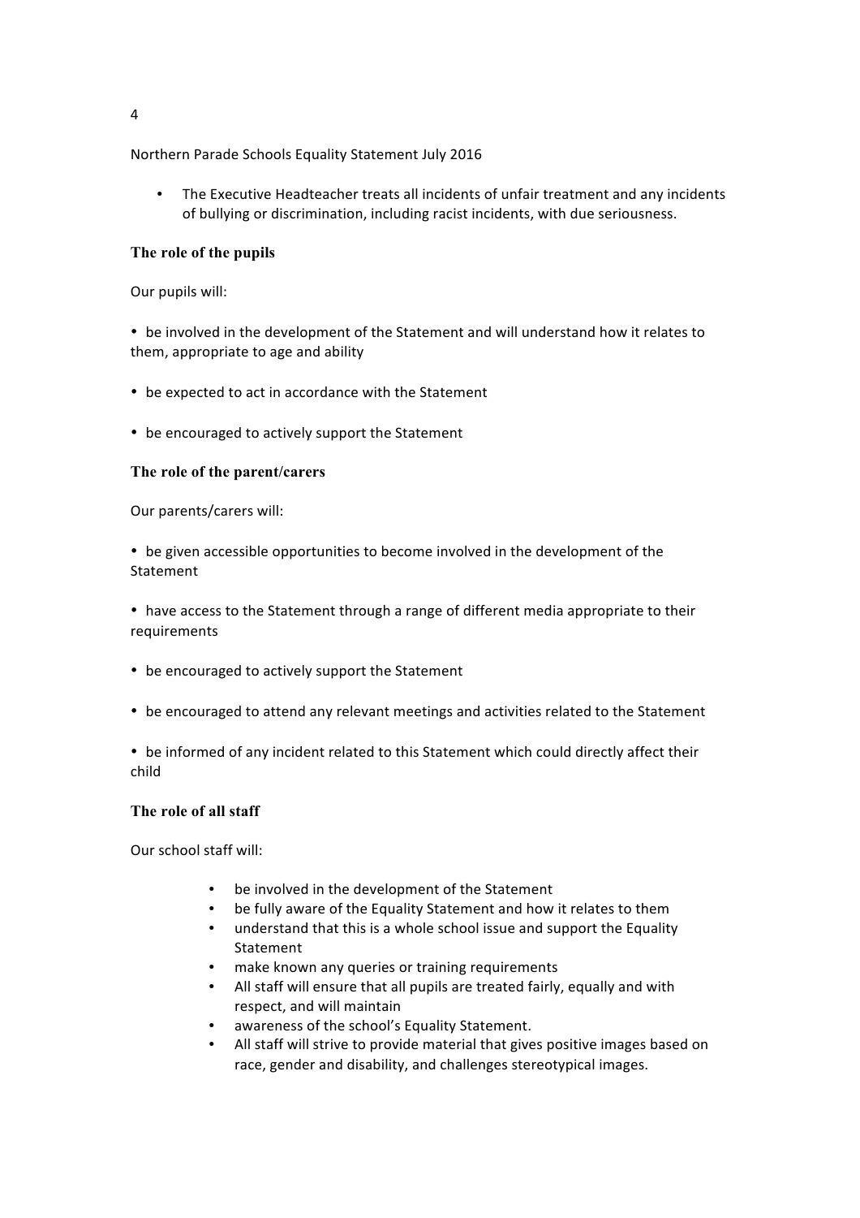- The Executive Headteacher treats all incidents of unfair treatment and any incidents of bullying or discrimination, including racist incidents, with due seriousness.

**The role of the pupils**

Our pupils will:

- be involved in the development of the Statement and will understand how it relates to them, appropriate to age and ability

- be expected to act in accordance with the Statement

- be encouraged to actively support the Statement

**The role of the parent/carers**

Our parents/carers will:

- be given accessible opportunities to become involved in the development of the Statement

- have access to the Statement through a range of different media appropriate to their requirements

- be encouraged to actively support the Statement

- be encouraged to attend any relevant meetings and activities related to the Statement

- be informed of any incident related to this Statement which could directly affect their child

**The role of all staff**

Our school staff will:

- be involved in the development of the Statement
- be fully aware of the Equality Statement and how it relates to them
- understand that this is a whole school issue and support the Equality Statement
- make known any queries or training requirements
- All staff will ensure that all pupils are treated fairly, equally and with respect, and will maintain
- awareness of the school's Equality Statement.
- All staff will strive to provide material that gives positive images based on race, gender and disability, and challenges stereotypical images.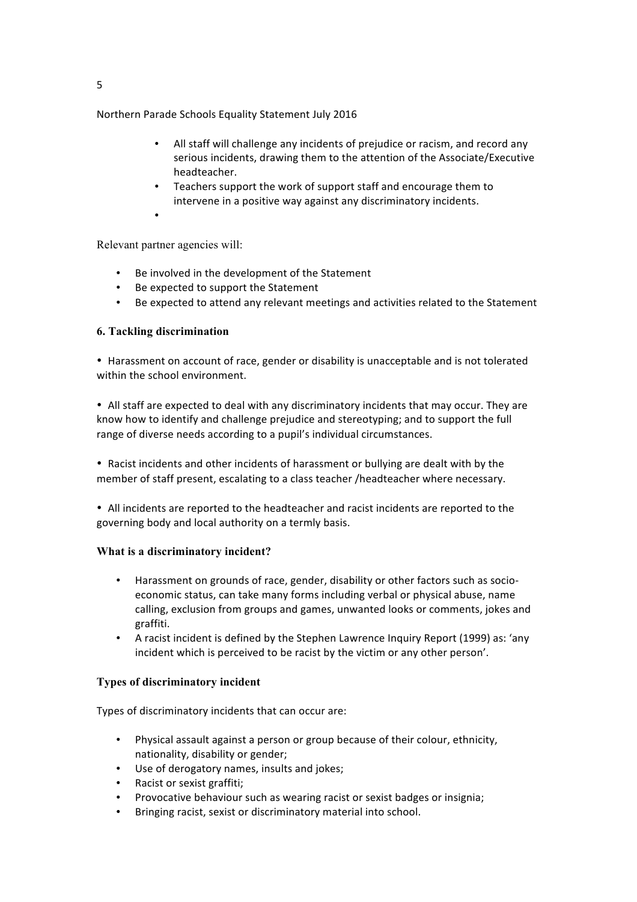- All staff will challenge any incidents of prejudice or racism, and record any serious incidents, drawing them to the attention of the Associate/Executive headteacher.
- Teachers support the work of support staff and encourage them to intervene in a positive way against any discriminatory incidents.

Relevant partner agencies will:

- Be involved in the development of the Statement
- Be expected to support the Statement
- Be expected to attend any relevant meetings and activities related to the Statement

### 6. Tackling discrimination

- Harassment on account of race, gender or disability is unacceptable and is not tolerated within the school environment.

- All staff are expected to deal with any discriminatory incidents that may occur. They are know how to identify and challenge prejudice and stereotyping; and to support the full range of diverse needs according to a pupil's individual circumstances.

- Racist incidents and other incidents of harassment or bullying are dealt with by the member of staff present, escalating to a class teacher /headteacher where necessary.

- All incidents are reported to the headteacher and racist incidents are reported to the governing body and local authority on a termly basis.

#### What is a discriminatory incident?

- Harassment on grounds of race, gender, disability or other factors such as socio-economic status, can take many forms including verbal or physical abuse, name calling, exclusion from groups and games, unwanted looks or comments, jokes and graffiti.
- A racist incident is defined by the Stephen Lawrence Inquiry Report (1999) as: 'any incident which is perceived to be racist by the victim or any other person'.

#### Types of discriminatory incident

Types of discriminatory incidents that can occur are:

- Physical assault against a person or group because of their colour, ethnicity, nationality, disability or gender;
- Use of derogatory names, insults and jokes;
- Racist or sexist graffiti;
- Provocative behaviour such as wearing racist or sexist badges or insignia;
- Bringing racist, sexist or discriminatory material into school.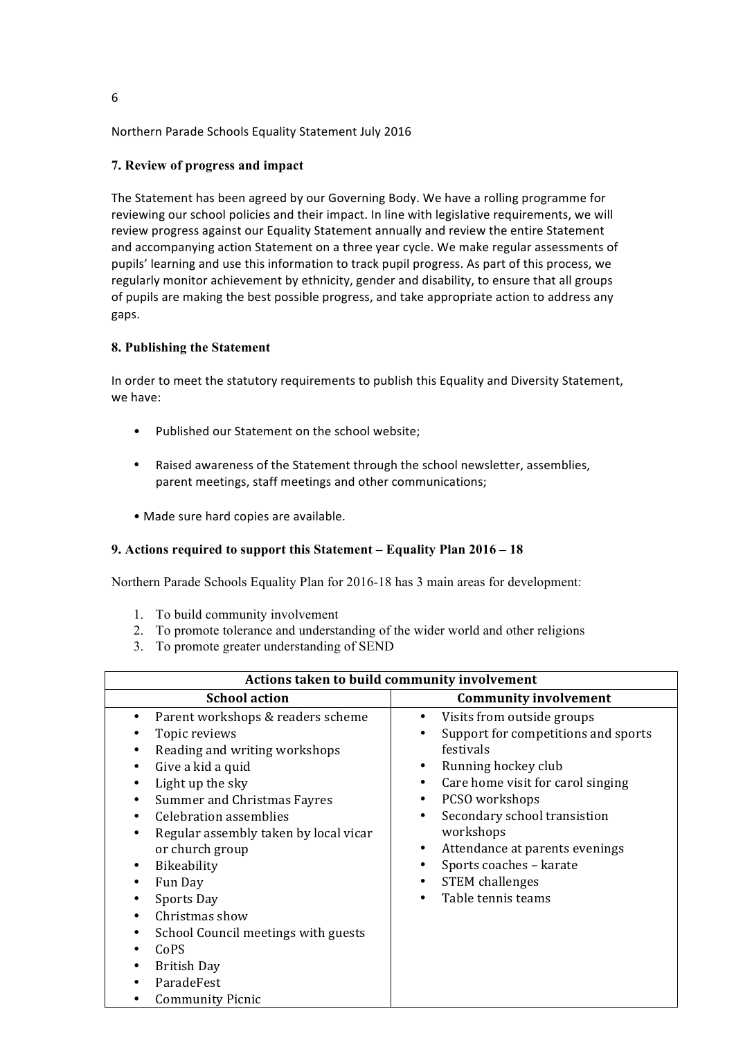Northern Parade Schools Equality Statement July 2016

## 7. Review of progress and impact

The Statement has been agreed by our Governing Body. We have a rolling programme for reviewing our school policies and their impact. In line with legislative requirements, we will review progress against our Equality Statement annually and review the entire Statement and accompanying action Statement on a three year cycle. We make regular assessments of pupils' learning and use this information to track pupil progress. As part of this process, we regularly monitor achievement by ethnicity, gender and disability, to ensure that all groups of pupils are making the best possible progress, and take appropriate action to address any gaps.

## 8. Publishing the Statement

In order to meet the statutory requirements to publish this Equality and Diversity Statement, we have:

- Published our Statement on the school website;
- Raised awareness of the Statement through the school newsletter, assemblies, parent meetings, staff meetings and other communications;
- Made sure hard copies are available.

## 9. Actions required to support this Statement – Equality Plan 2016 – 18

Northern Parade Schools Equality Plan for 2016-18 has 3 main areas for development:

1. To build community involvement
2. To promote tolerance and understanding of the wider world and other religions
3. To promote greater understanding of SEND

| Actions taken to build community involvement | |
|---|---|
| **School action** | **Community involvement** |
| • Parent workshops & readers scheme<br>• Topic reviews<br>• Reading and writing workshops<br>• Give a kid a quid<br>• Light up the sky<br>• Summer and Christmas Fayres<br>• Celebration assemblies<br>• Regular assembly taken by local vicar or church group<br>• Bikeability<br>• Fun Day<br>• Sports Day<br>• Christmas show<br>• School Council meetings with guests<br>• CoPS<br>• British Day<br>• ParadeFest<br>• Community Picnic | • Visits from outside groups<br>• Support for competitions and sports festivals<br>• Running hockey club<br>• Care home visit for carol singing<br>• PCSO workshops<br>• Secondary school transistion workshops<br>• Attendance at parents evenings<br>• Sports coaches – karate<br>• STEM challenges<br>• Table tennis teams |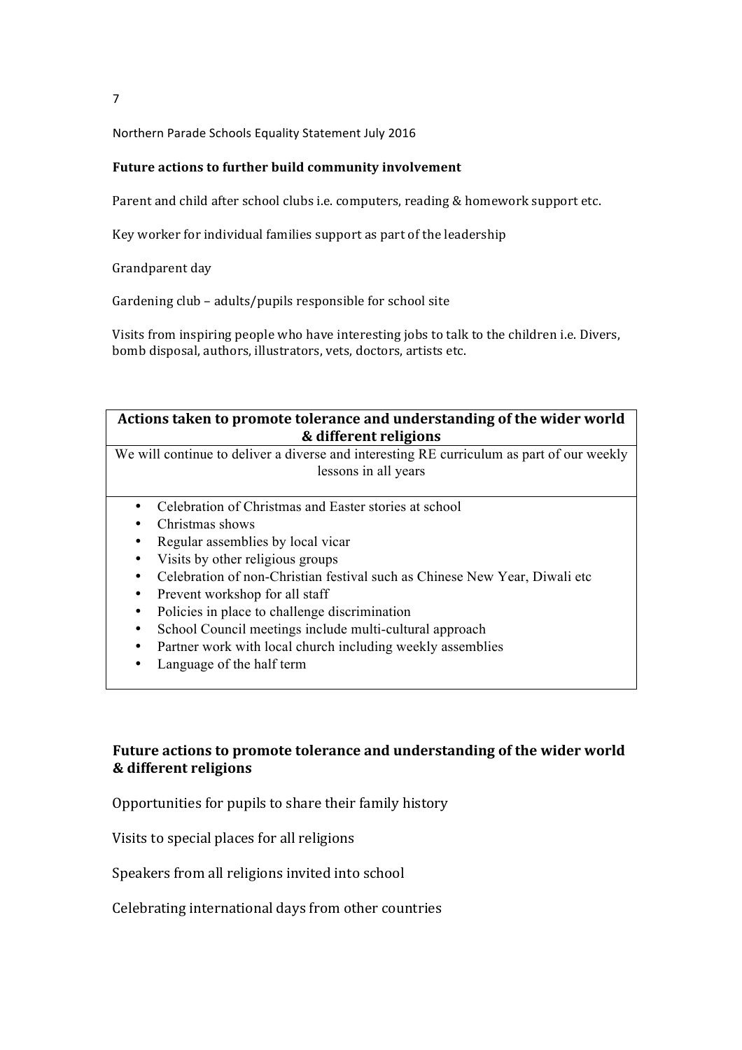### Future actions to further build community involvement

Parent and child after school clubs i.e. computers, reading & homework support etc.

Key worker for individual families support as part of the leadership

Grandparent day

Gardening club – adults/pupils responsible for school site

Visits from inspiring people who have interesting jobs to talk to the children i.e. Divers, bomb disposal, authors, illustrators, vets, doctors, artists etc.

| Actions taken to promote tolerance and understanding of the wider world & different religions |
|---|
| We will continue to deliver a diverse and interesting RE curriculum as part of our weekly lessons in all years |
| • Celebration of Christmas and Easter stories at school<br>• Christmas shows<br>• Regular assemblies by local vicar<br>• Visits by other religious groups<br>• Celebration of non-Christian festival such as Chinese New Year, Diwali etc<br>• Prevent workshop for all staff<br>• Policies in place to challenge discrimination<br>• School Council meetings include multi-cultural approach<br>• Partner work with local church including weekly assemblies<br>• Language of the half term |

### Future actions to promote tolerance and understanding of the wider world & different religions

Opportunities for pupils to share their family history

Visits to special places for all religions

Speakers from all religions invited into school

Celebrating international days from other countries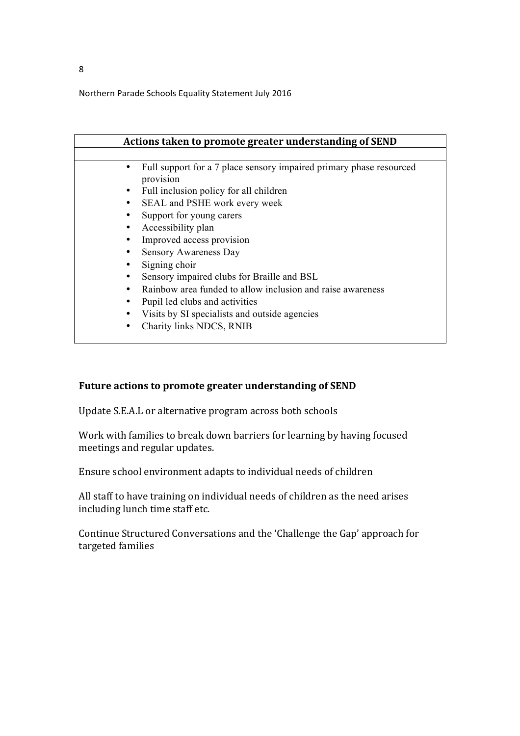| Actions taken to promote greater understanding of SEND |
|---|
| |
| • Full support for a 7 place sensory impaired primary phase resourced provision<br>• Full inclusion policy for all children<br>• SEAL and PSHE work every week<br>• Support for young carers<br>• Accessibility plan<br>• Improved access provision<br>• Sensory Awareness Day<br>• Signing choir<br>• Sensory impaired clubs for Braille and BSL<br>• Rainbow area funded to allow inclusion and raise awareness<br>• Pupil led clubs and activities<br>• Visits by SI specialists and outside agencies<br>• Charity links NDCS, RNIB |

**Future actions to promote greater understanding of SEND**

Update S.E.A.L or alternative program across both schools

Work with families to break down barriers for learning by having focused meetings and regular updates.

Ensure school environment adapts to individual needs of children

All staff to have training on individual needs of children as the need arises including lunch time staff etc.

Continue Structured Conversations and the 'Challenge the Gap' approach for targeted families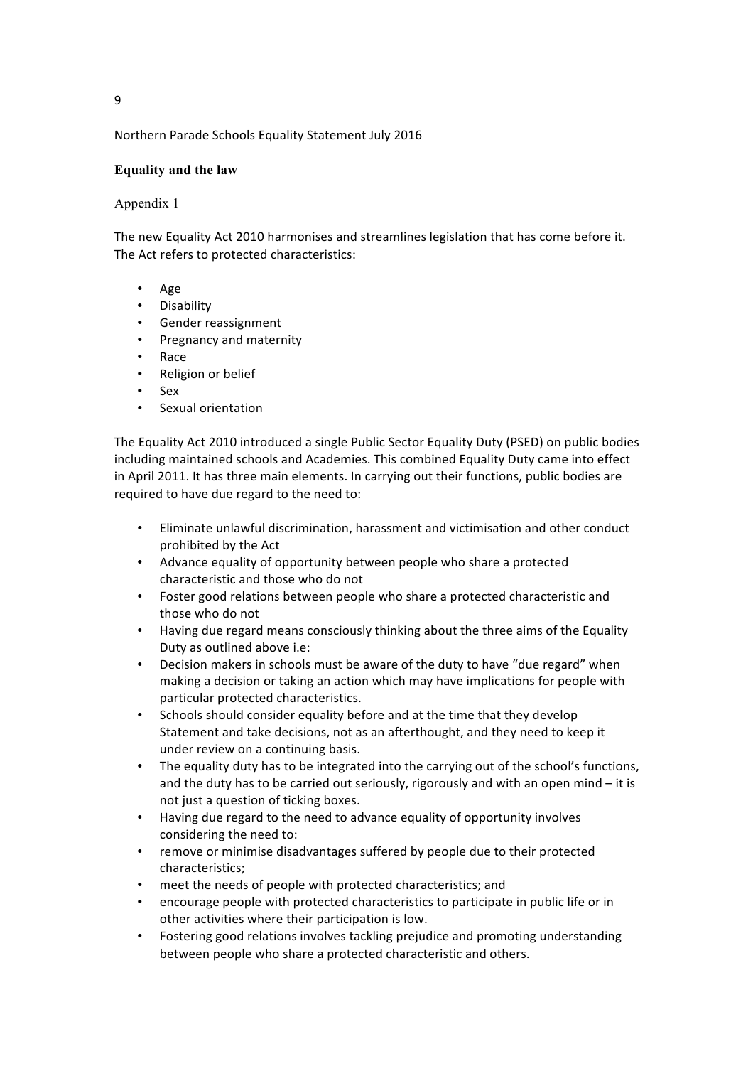Northern Parade Schools Equality Statement July 2016

**Equality and the law**

Appendix 1

The new Equality Act 2010 harmonises and streamlines legislation that has come before it. The Act refers to protected characteristics:

- Age
- Disability
- Gender reassignment
- Pregnancy and maternity
- Race
- Religion or belief
- Sex
- Sexual orientation

The Equality Act 2010 introduced a single Public Sector Equality Duty (PSED) on public bodies including maintained schools and Academies. This combined Equality Duty came into effect in April 2011. It has three main elements. In carrying out their functions, public bodies are required to have due regard to the need to:

- Eliminate unlawful discrimination, harassment and victimisation and other conduct prohibited by the Act
- Advance equality of opportunity between people who share a protected characteristic and those who do not
- Foster good relations between people who share a protected characteristic and those who do not
- Having due regard means consciously thinking about the three aims of the Equality Duty as outlined above i.e:
- Decision makers in schools must be aware of the duty to have "due regard" when making a decision or taking an action which may have implications for people with particular protected characteristics.
- Schools should consider equality before and at the time that they develop Statement and take decisions, not as an afterthought, and they need to keep it under review on a continuing basis.
- The equality duty has to be integrated into the carrying out of the school's functions, and the duty has to be carried out seriously, rigorously and with an open mind – it is not just a question of ticking boxes.
- Having due regard to the need to advance equality of opportunity involves considering the need to:
- remove or minimise disadvantages suffered by people due to their protected characteristics;
- meet the needs of people with protected characteristics; and
- encourage people with protected characteristics to participate in public life or in other activities where their participation is low.
- Fostering good relations involves tackling prejudice and promoting understanding between people who share a protected characteristic and others.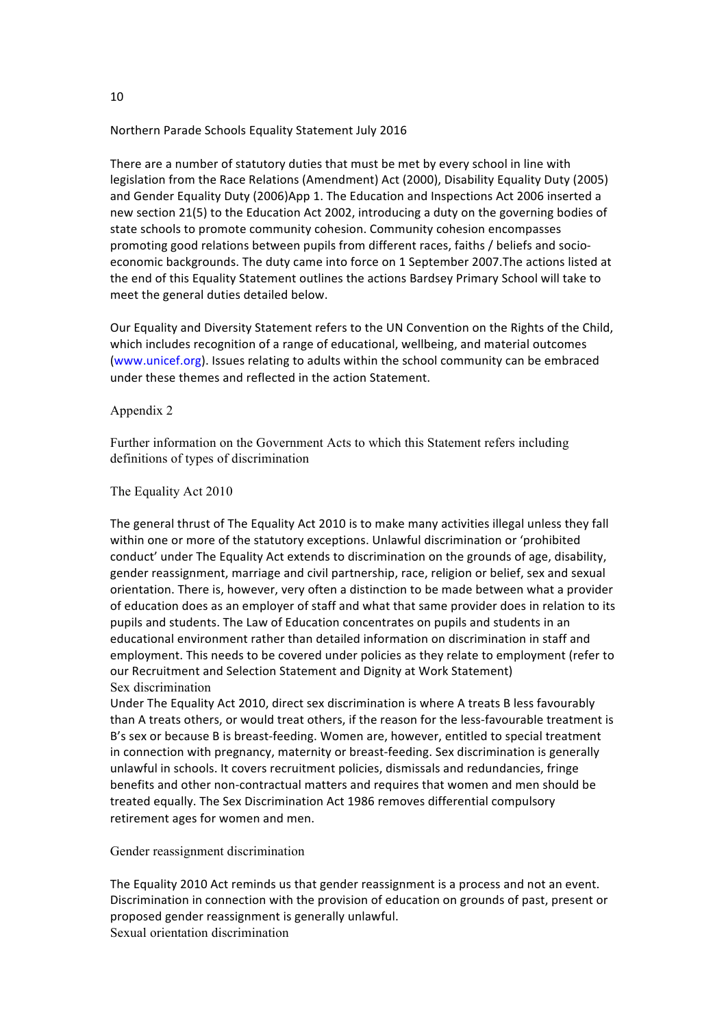Northern Parade Schools Equality Statement July 2016

There are a number of statutory duties that must be met by every school in line with legislation from the Race Relations (Amendment) Act (2000), Disability Equality Duty (2005) and Gender Equality Duty (2006)App 1. The Education and Inspections Act 2006 inserted a new section 21(5) to the Education Act 2002, introducing a duty on the governing bodies of state schools to promote community cohesion. Community cohesion encompasses promoting good relations between pupils from different races, faiths / beliefs and socio-economic backgrounds. The duty came into force on 1 September 2007.The actions listed at the end of this Equality Statement outlines the actions Bardsey Primary School will take to meet the general duties detailed below.

Our Equality and Diversity Statement refers to the UN Convention on the Rights of the Child, which includes recognition of a range of educational, wellbeing, and material outcomes (www.unicef.org). Issues relating to adults within the school community can be embraced under these themes and reflected in the action Statement.

## Appendix 2

Further information on the Government Acts to which this Statement refers including definitions of types of discrimination

### The Equality Act 2010

The general thrust of The Equality Act 2010 is to make many activities illegal unless they fall within one or more of the statutory exceptions. Unlawful discrimination or 'prohibited conduct' under The Equality Act extends to discrimination on the grounds of age, disability, gender reassignment, marriage and civil partnership, race, religion or belief, sex and sexual orientation. There is, however, very often a distinction to be made between what a provider of education does as an employer of staff and what that same provider does in relation to its pupils and students. The Law of Education concentrates on pupils and students in an educational environment rather than detailed information on discrimination in staff and employment. This needs to be covered under policies as they relate to employment (refer to our Recruitment and Selection Statement and Dignity at Work Statement)

### Sex discrimination

Under The Equality Act 2010, direct sex discrimination is where A treats B less favourably than A treats others, or would treat others, if the reason for the less-favourable treatment is B's sex or because B is breast-feeding. Women are, however, entitled to special treatment in connection with pregnancy, maternity or breast-feeding. Sex discrimination is generally unlawful in schools. It covers recruitment policies, dismissals and redundancies, fringe benefits and other non-contractual matters and requires that women and men should be treated equally. The Sex Discrimination Act 1986 removes differential compulsory retirement ages for women and men.

### Gender reassignment discrimination

The Equality 2010 Act reminds us that gender reassignment is a process and not an event. Discrimination in connection with the provision of education on grounds of past, present or proposed gender reassignment is generally unlawful.

### Sexual orientation discrimination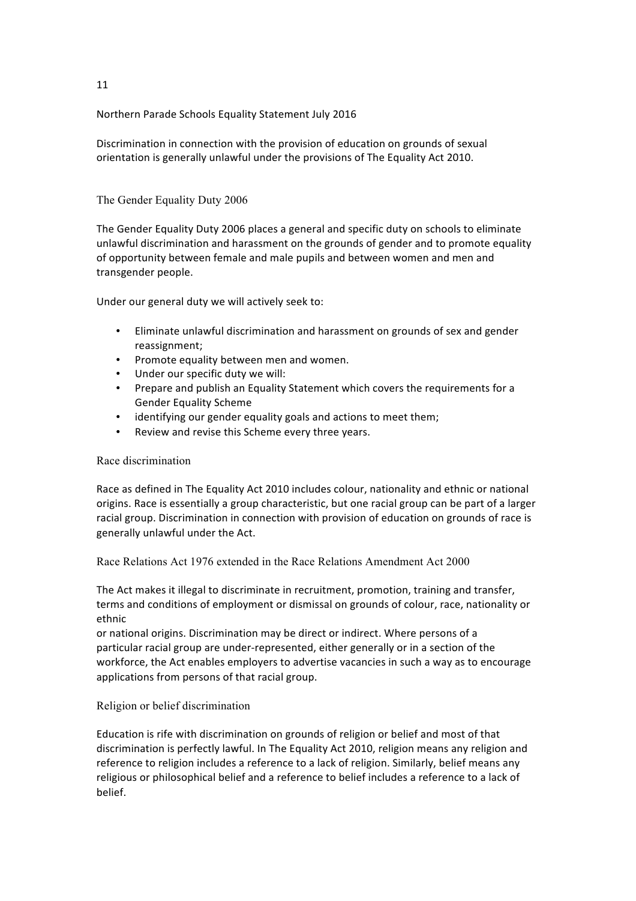Northern Parade Schools Equality Statement July 2016

Discrimination in connection with the provision of education on grounds of sexual orientation is generally unlawful under the provisions of The Equality Act 2010.

## The Gender Equality Duty 2006

The Gender Equality Duty 2006 places a general and specific duty on schools to eliminate unlawful discrimination and harassment on the grounds of gender and to promote equality of opportunity between female and male pupils and between women and men and transgender people.

Under our general duty we will actively seek to:

- Eliminate unlawful discrimination and harassment on grounds of sex and gender reassignment;
- Promote equality between men and women.
- Under our specific duty we will:
- Prepare and publish an Equality Statement which covers the requirements for a Gender Equality Scheme
- identifying our gender equality goals and actions to meet them;
- Review and revise this Scheme every three years.

## Race discrimination

Race as defined in The Equality Act 2010 includes colour, nationality and ethnic or national origins. Race is essentially a group characteristic, but one racial group can be part of a larger racial group. Discrimination in connection with provision of education on grounds of race is generally unlawful under the Act.

## Race Relations Act 1976 extended in the Race Relations Amendment Act 2000

The Act makes it illegal to discriminate in recruitment, promotion, training and transfer, terms and conditions of employment or dismissal on grounds of colour, race, nationality or ethnic or national origins. Discrimination may be direct or indirect. Where persons of a particular racial group are under-represented, either generally or in a section of the workforce, the Act enables employers to advertise vacancies in such a way as to encourage applications from persons of that racial group.

## Religion or belief discrimination

Education is rife with discrimination on grounds of religion or belief and most of that discrimination is perfectly lawful. In The Equality Act 2010, religion means any religion and reference to religion includes a reference to a lack of religion. Similarly, belief means any religious or philosophical belief and a reference to belief includes a reference to a lack of belief.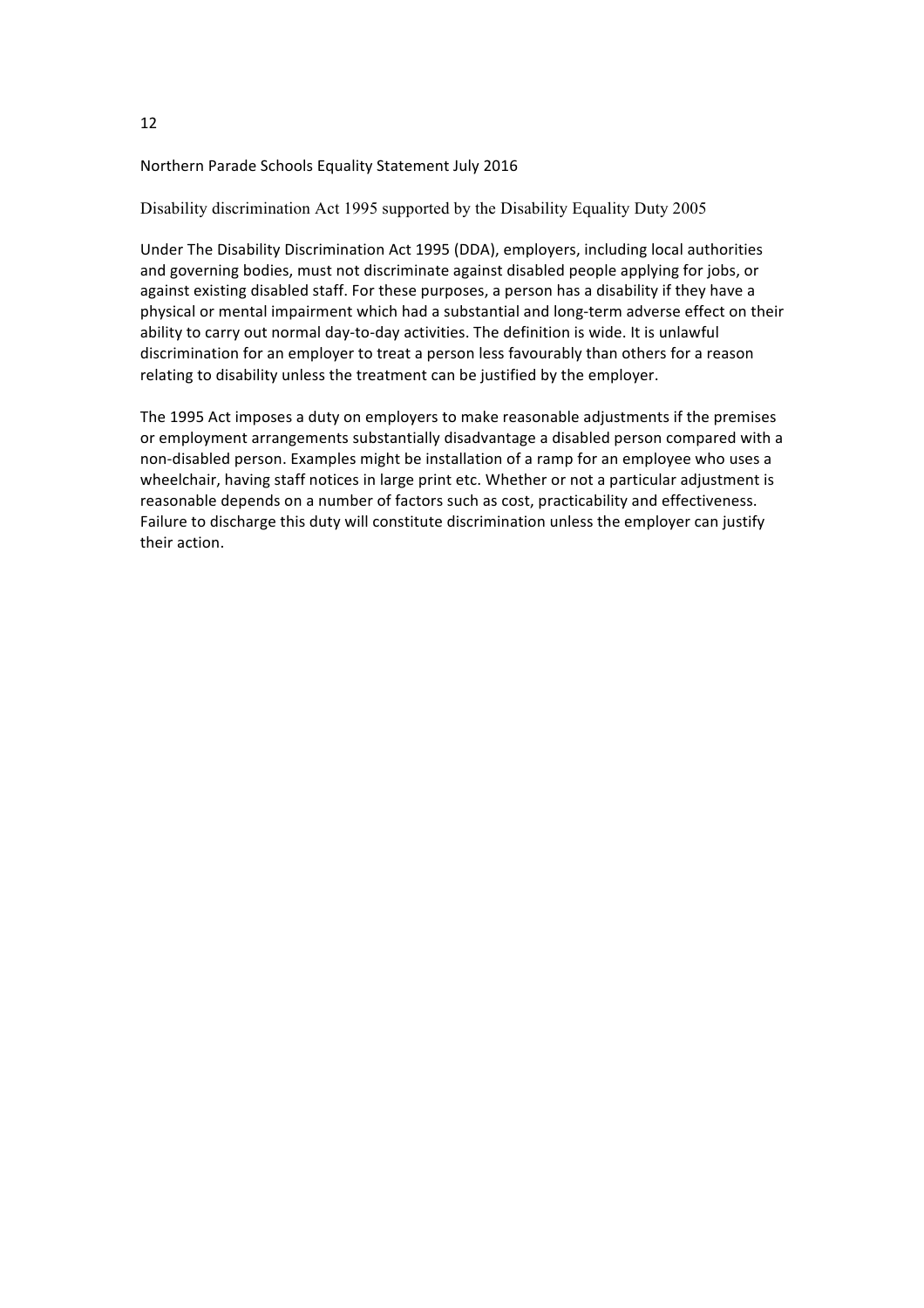Northern Parade Schools Equality Statement July 2016

## Disability discrimination Act 1995 supported by the Disability Equality Duty 2005

Under The Disability Discrimination Act 1995 (DDA), employers, including local authorities and governing bodies, must not discriminate against disabled people applying for jobs, or against existing disabled staff. For these purposes, a person has a disability if they have a physical or mental impairment which had a substantial and long-term adverse effect on their ability to carry out normal day-to-day activities. The definition is wide. It is unlawful discrimination for an employer to treat a person less favourably than others for a reason relating to disability unless the treatment can be justified by the employer.

The 1995 Act imposes a duty on employers to make reasonable adjustments if the premises or employment arrangements substantially disadvantage a disabled person compared with a non-disabled person. Examples might be installation of a ramp for an employee who uses a wheelchair, having staff notices in large print etc. Whether or not a particular adjustment is reasonable depends on a number of factors such as cost, practicability and effectiveness. Failure to discharge this duty will constitute discrimination unless the employer can justify their action.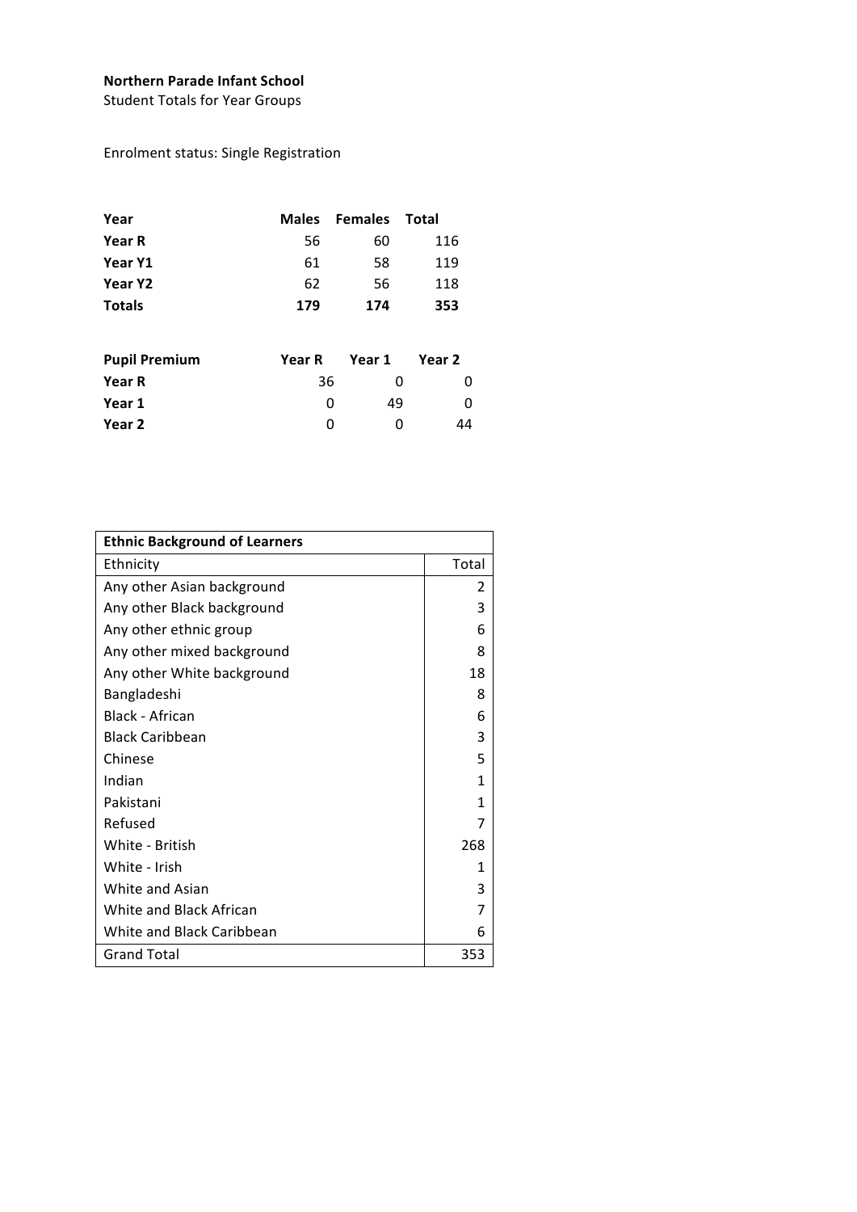**Northern Parade Infant School**

Student Totals for Year Groups

Enrolment status: Single Registration

| Year | Males | Females | Total |
|---|---|---|---|
| **Year R** | 56 | 60 | 116 |
| **Year Y1** | 61 | 58 | 119 |
| **Year Y2** | 62 | 56 | 118 |
| **Totals** | **179** | **174** | **353** |

| Pupil Premium | Year R | Year 1 | Year 2 |
|---|---|---|---|
| **Year R** | 36 | 0 | 0 |
| **Year 1** | 0 | 49 | 0 |
| **Year 2** | 0 | 0 | 44 |

| **Ethnic Background of Learners** | |
|---|---|
| Ethnicity | Total |
| Any other Asian background | 2 |
| Any other Black background | 3 |
| Any other ethnic group | 6 |
| Any other mixed background | 8 |
| Any other White background | 18 |
| Bangladeshi | 8 |
| Black - African | 6 |
| Black Caribbean | 3 |
| Chinese | 5 |
| Indian | 1 |
| Pakistani | 1 |
| Refused | 7 |
| White - British | 268 |
| White - Irish | 1 |
| White and Asian | 3 |
| White and Black African | 7 |
| White and Black Caribbean | 6 |
| Grand Total | 353 |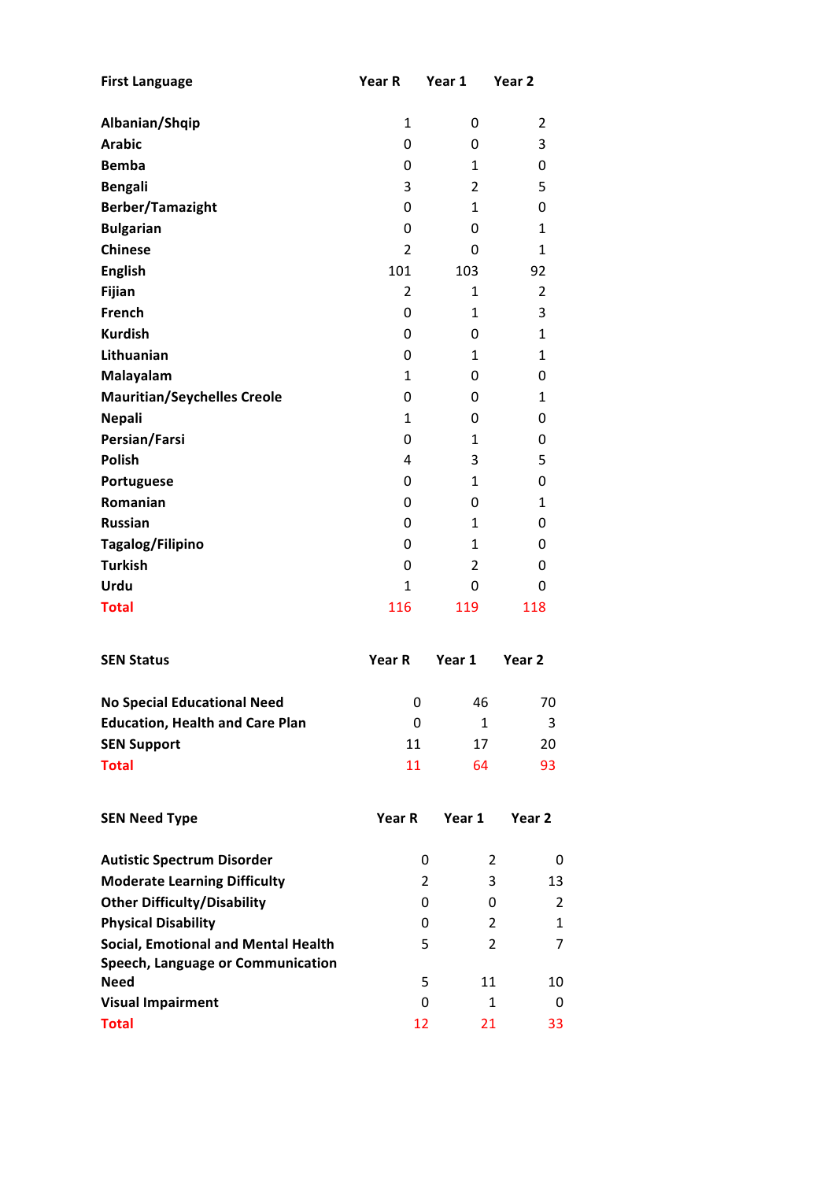| First Language | Year R | Year 1 | Year 2 |
|---|---|---|---|
| Albanian/Shqip | 1 | 0 | 2 |
| Arabic | 0 | 0 | 3 |
| Bemba | 0 | 1 | 0 |
| Bengali | 3 | 2 | 5 |
| Berber/Tamazight | 0 | 1 | 0 |
| Bulgarian | 0 | 0 | 1 |
| Chinese | 2 | 0 | 1 |
| English | 101 | 103 | 92 |
| Fijian | 2 | 1 | 2 |
| French | 0 | 1 | 3 |
| Kurdish | 0 | 0 | 1 |
| Lithuanian | 0 | 1 | 1 |
| Malayalam | 1 | 0 | 0 |
| Mauritian/Seychelles Creole | 0 | 0 | 1 |
| Nepali | 1 | 0 | 0 |
| Persian/Farsi | 0 | 1 | 0 |
| Polish | 4 | 3 | 5 |
| Portuguese | 0 | 1 | 0 |
| Romanian | 0 | 0 | 1 |
| Russian | 0 | 1 | 0 |
| Tagalog/Filipino | 0 | 1 | 0 |
| Turkish | 0 | 2 | 0 |
| Urdu | 1 | 0 | 0 |
| **Total** | 116 | 119 | 118 |

| SEN Status | Year R | Year 1 | Year 2 |
|---|---|---|---|
| No Special Educational Need | 0 | 46 | 70 |
| Education, Health and Care Plan | 0 | 1 | 3 |
| SEN Support | 11 | 17 | 20 |
| **Total** | 11 | 64 | 93 |

| SEN Need Type | Year R | Year 1 | Year 2 |
|---|---|---|---|
| Autistic Spectrum Disorder | 0 | 2 | 0 |
| Moderate Learning Difficulty | 2 | 3 | 13 |
| Other Difficulty/Disability | 0 | 0 | 2 |
| Physical Disability | 0 | 2 | 1 |
| Social, Emotional and Mental Health | 5 | 2 | 7 |
| Speech, Language or Communication Need | 5 | 11 | 10 |
| Visual Impairment | 0 | 1 | 0 |
| **Total** | 12 | 21 | 33 |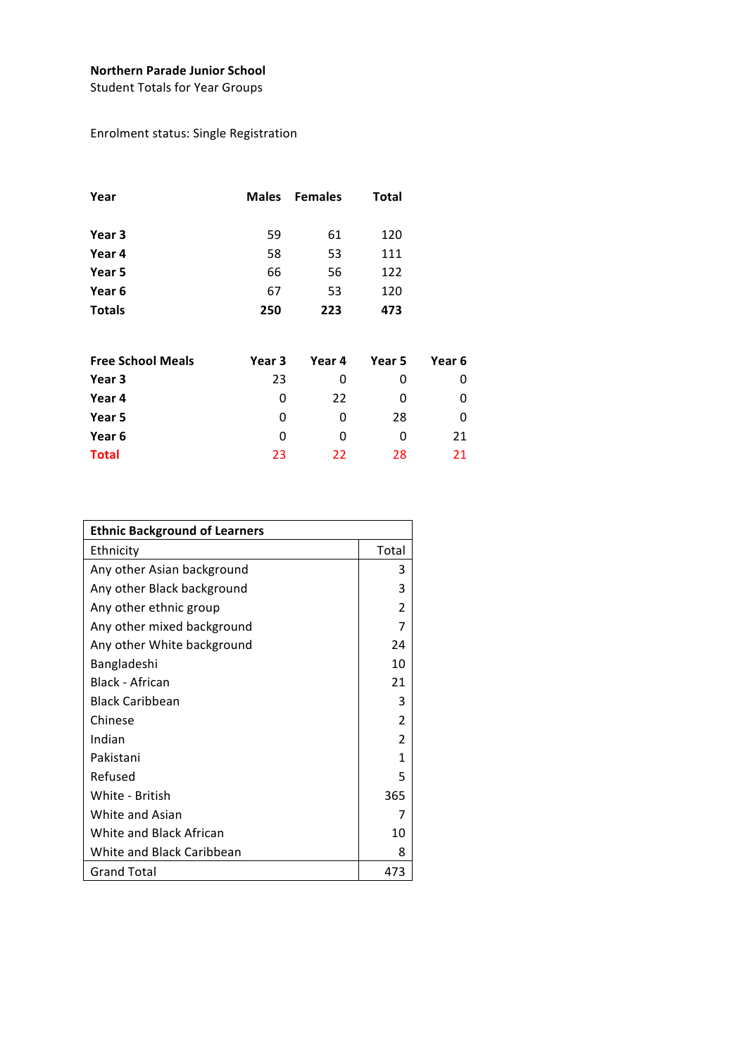**Northern Parade Junior School**

Student Totals for Year Groups

Enrolment status: Single Registration

| Year | Males | Females | Total |
|---|---|---|---|
| **Year 3** | 59 | 61 | 120 |
| **Year 4** | 58 | 53 | 111 |
| **Year 5** | 66 | 56 | 122 |
| **Year 6** | 67 | 53 | 120 |
| **Totals** | **250** | **223** | **473** |

| Free School Meals | Year 3 | Year 4 | Year 5 | Year 6 |
|---|---|---|---|---|
| **Year 3** | 23 | 0 | 0 | 0 |
| **Year 4** | 0 | 22 | 0 | 0 |
| **Year 5** | 0 | 0 | 28 | 0 |
| **Year 6** | 0 | 0 | 0 | 21 |
| **Total** | 23 | 22 | 28 | 21 |

| **Ethnic Background of Learners** | |
|---|---|
| Ethnicity | Total |
| Any other Asian background | 3 |
| Any other Black background | 3 |
| Any other ethnic group | 2 |
| Any other mixed background | 7 |
| Any other White background | 24 |
| Bangladeshi | 10 |
| Black - African | 21 |
| Black Caribbean | 3 |
| Chinese | 2 |
| Indian | 2 |
| Pakistani | 1 |
| Refused | 5 |
| White - British | 365 |
| White and Asian | 7 |
| White and Black African | 10 |
| White and Black Caribbean | 8 |
| Grand Total | 473 |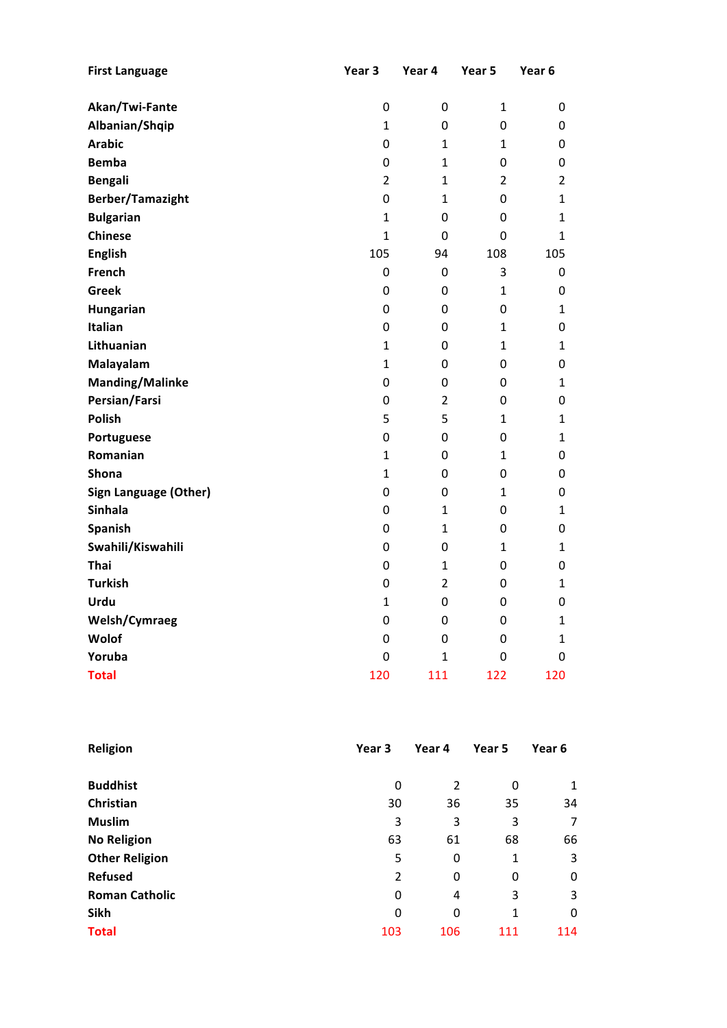| First Language | Year 3 | Year 4 | Year 5 | Year 6 |
|---|---|---|---|---|
| Akan/Twi-Fante | 0 | 0 | 1 | 0 |
| Albanian/Shqip | 1 | 0 | 0 | 0 |
| Arabic | 0 | 1 | 1 | 0 |
| Bemba | 0 | 1 | 0 | 0 |
| Bengali | 2 | 1 | 2 | 2 |
| Berber/Tamazight | 0 | 1 | 0 | 1 |
| Bulgarian | 1 | 0 | 0 | 1 |
| Chinese | 1 | 0 | 0 | 1 |
| English | 105 | 94 | 108 | 105 |
| French | 0 | 0 | 3 | 0 |
| Greek | 0 | 0 | 1 | 0 |
| Hungarian | 0 | 0 | 0 | 1 |
| Italian | 0 | 0 | 1 | 0 |
| Lithuanian | 1 | 0 | 1 | 1 |
| Malayalam | 1 | 0 | 0 | 0 |
| Manding/Malinke | 0 | 0 | 0 | 1 |
| Persian/Farsi | 0 | 2 | 0 | 0 |
| Polish | 5 | 5 | 1 | 1 |
| Portuguese | 0 | 0 | 0 | 1 |
| Romanian | 1 | 0 | 1 | 0 |
| Shona | 1 | 0 | 0 | 0 |
| Sign Language (Other) | 0 | 0 | 1 | 0 |
| Sinhala | 0 | 1 | 0 | 1 |
| Spanish | 0 | 1 | 0 | 0 |
| Swahili/Kiswahili | 0 | 0 | 1 | 1 |
| Thai | 0 | 1 | 0 | 0 |
| Turkish | 0 | 2 | 0 | 1 |
| Urdu | 1 | 0 | 0 | 0 |
| Welsh/Cymraeg | 0 | 0 | 0 | 1 |
| Wolof | 0 | 0 | 0 | 1 |
| Yoruba | 0 | 1 | 0 | 0 |
| **Total** | 120 | 111 | 122 | 120 |

| Religion | Year 3 | Year 4 | Year 5 | Year 6 |
|---|---|---|---|---|
| Buddhist | 0 | 2 | 0 | 1 |
| Christian | 30 | 36 | 35 | 34 |
| Muslim | 3 | 3 | 3 | 7 |
| No Religion | 63 | 61 | 68 | 66 |
| Other Religion | 5 | 0 | 1 | 3 |
| Refused | 2 | 0 | 0 | 0 |
| Roman Catholic | 0 | 4 | 3 | 3 |
| Sikh | 0 | 0 | 1 | 0 |
| **Total** | 103 | 106 | 111 | 114 |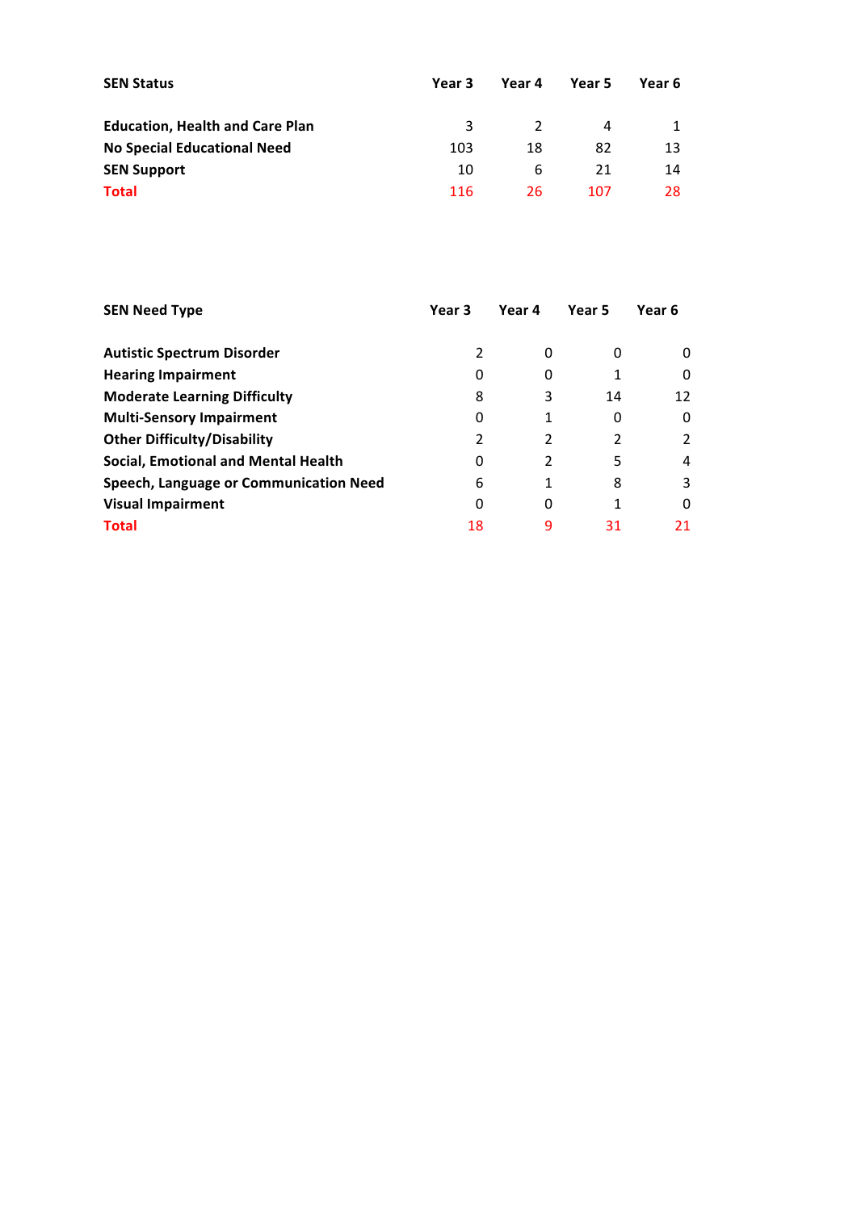| SEN Status | Year 3 | Year 4 | Year 5 | Year 6 |
|---|---|---|---|---|
| Education, Health and Care Plan | 3 | 2 | 4 | 1 |
| No Special Educational Need | 103 | 18 | 82 | 13 |
| SEN Support | 10 | 6 | 21 | 14 |
| Total | 116 | 26 | 107 | 28 |

| SEN Need Type | Year 3 | Year 4 | Year 5 | Year 6 |
|---|---|---|---|---|
| Autistic Spectrum Disorder | 2 | 0 | 0 | 0 |
| Hearing Impairment | 0 | 0 | 1 | 0 |
| Moderate Learning Difficulty | 8 | 3 | 14 | 12 |
| Multi-Sensory Impairment | 0 | 1 | 0 | 0 |
| Other Difficulty/Disability | 2 | 2 | 2 | 2 |
| Social, Emotional and Mental Health | 0 | 2 | 5 | 4 |
| Speech, Language or Communication Need | 6 | 1 | 8 | 3 |
| Visual Impairment | 0 | 0 | 1 | 0 |
| Total | 18 | 9 | 31 | 21 |